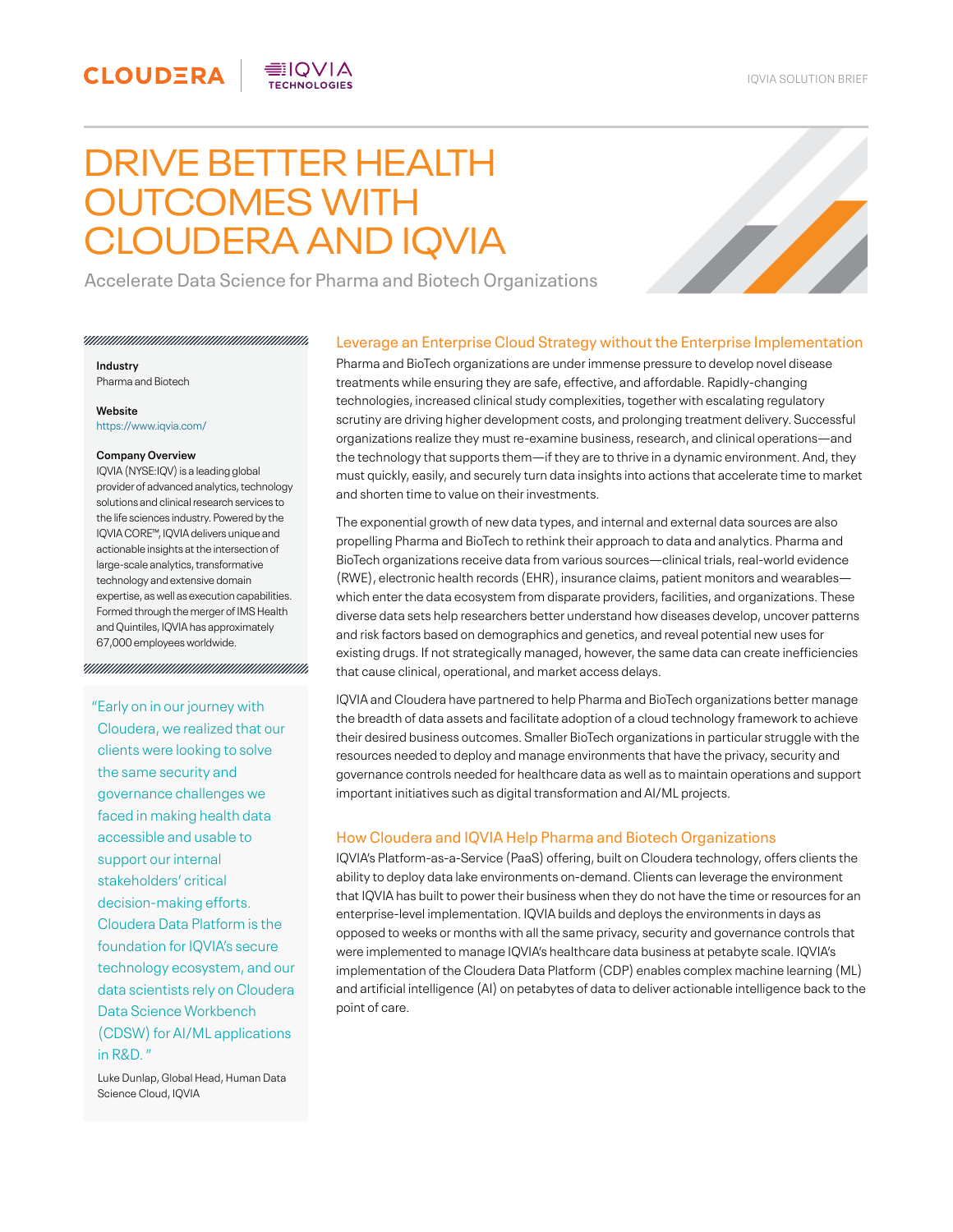CLOUDERA | IQVIA TECHNOLOGIES

IQVIA SOLUTION BRIEF

# DRIVE BETTER HEALTH OUTCOMES WITH CLOUDERA AND IQVIA

Accelerate Data Science for Pharma and Biotech Organizations

**Industry**
Pharma and Biotech

**Website**
https://www.iqvia.com/

**Company Overview**
IQVIA (NYSE:IQV) is a leading global provider of advanced analytics, technology solutions and clinical research services to the life sciences industry. Powered by the IQVIA CORE™, IQVIA delivers unique and actionable insights at the intersection of large-scale analytics, transformative technology and extensive domain expertise, as well as execution capabilities. Formed through the merger of IMS Health and Quintiles, IQVIA has approximately 67,000 employees worldwide.

"Early on in our journey with Cloudera, we realized that our clients were looking to solve the same security and governance challenges we faced in making health data accessible and usable to support our internal stakeholders' critical decision-making efforts. Cloudera Data Platform is the foundation for IQVIA's secure technology ecosystem, and our data scientists rely on Cloudera Data Science Workbench (CDSW) for AI/ML applications in R&D. "

Luke Dunlap, Global Head, Human Data Science Cloud, IQVIA

## Leverage an Enterprise Cloud Strategy without the Enterprise Implementation

Pharma and BioTech organizations are under immense pressure to develop novel disease treatments while ensuring they are safe, effective, and affordable. Rapidly-changing technologies, increased clinical study complexities, together with escalating regulatory scrutiny are driving higher development costs, and prolonging treatment delivery. Successful organizations realize they must re-examine business, research, and clinical operations—and the technology that supports them—if they are to thrive in a dynamic environment. And, they must quickly, easily, and securely turn data insights into actions that accelerate time to market and shorten time to value on their investments.

The exponential growth of new data types, and internal and external data sources are also propelling Pharma and BioTech to rethink their approach to data and analytics. Pharma and BioTech organizations receive data from various sources—clinical trials, real-world evidence (RWE), electronic health records (EHR), insurance claims, patient monitors and wearables—which enter the data ecosystem from disparate providers, facilities, and organizations. These diverse data sets help researchers better understand how diseases develop, uncover patterns and risk factors based on demographics and genetics, and reveal potential new uses for existing drugs. If not strategically managed, however, the same data can create inefficiencies that cause clinical, operational, and market access delays.

IQVIA and Cloudera have partnered to help Pharma and BioTech organizations better manage the breadth of data assets and facilitate adoption of a cloud technology framework to achieve their desired business outcomes. Smaller BioTech organizations in particular struggle with the resources needed to deploy and manage environments that have the privacy, security and governance controls needed for healthcare data as well as to maintain operations and support important initiatives such as digital transformation and AI/ML projects.

## How Cloudera and IQVIA Help Pharma and Biotech Organizations

IQVIA's Platform-as-a-Service (PaaS) offering, built on Cloudera technology, offers clients the ability to deploy data lake environments on-demand. Clients can leverage the environment that IQVIA has built to power their business when they do not have the time or resources for an enterprise-level implementation. IQVIA builds and deploys the environments in days as opposed to weeks or months with all the same privacy, security and governance controls that were implemented to manage IQVIA's healthcare data business at petabyte scale. IQVIA's implementation of the Cloudera Data Platform (CDP) enables complex machine learning (ML) and artificial intelligence (AI) on petabytes of data to deliver actionable intelligence back to the point of care.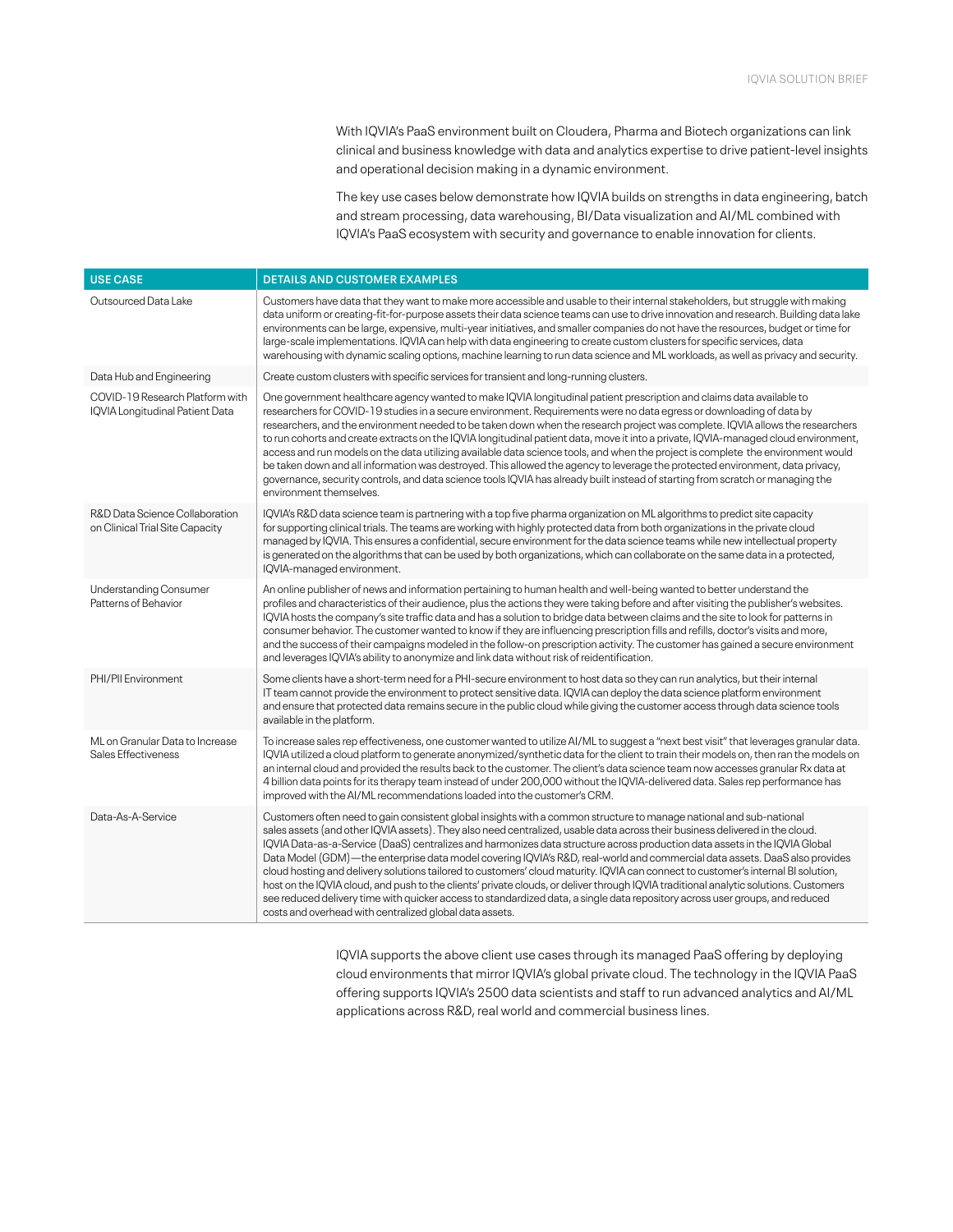With IQVIA's PaaS environment built on Cloudera, Pharma and Biotech organizations can link clinical and business knowledge with data and analytics expertise to drive patient-level insights and operational decision making in a dynamic environment.

The key use cases below demonstrate how IQVIA builds on strengths in data engineering, batch and stream processing, data warehousing, BI/Data visualization and AI/ML combined with IQVIA's PaaS ecosystem with security and governance to enable innovation for clients.

| USE CASE | DETAILS AND CUSTOMER EXAMPLES |
|---|---|
| Outsourced Data Lake | Customers have data that they want to make more accessible and usable to their internal stakeholders, but struggle with making data uniform or creating-fit-for-purpose assets their data science teams can use to drive innovation and research. Building data lake environments can be large, expensive, multi-year initiatives, and smaller companies do not have the resources, budget or time for large-scale implementations. IQVIA can help with data engineering to create custom clusters for specific services, data warehousing with dynamic scaling options, machine learning to run data science and ML workloads, as well as privacy and security. |
| Data Hub and Engineering | Create custom clusters with specific services for transient and long-running clusters. |
| COVID-19 Research Platform with IQVIA Longitudinal Patient Data | One government healthcare agency wanted to make IQVIA longitudinal patient prescription and claims data available to researchers for COVID-19 studies in a secure environment. Requirements were no data egress or downloading of data by researchers, and the environment needed to be taken down when the research project was complete. IQVIA allows the researchers to run cohorts and create extracts on the IQVIA longitudinal patient data, move it into a private, IQVIA-managed cloud environment, access and run models on the data utilizing available data science tools, and when the project is complete the environment would be taken down and all information was destroyed. This allowed the agency to leverage the protected environment, data privacy, governance, security controls, and data science tools IQVIA has already built instead of starting from scratch or managing the environment themselves. |
| R&D Data Science Collaboration on Clinical Trial Site Capacity | IQVIA's R&D data science team is partnering with a top five pharma organization on ML algorithms to predict site capacity for supporting clinical trials. The teams are working with highly protected data from both organizations in the private cloud managed by IQVIA. This ensures a confidential, secure environment for the data science teams while new intellectual property is generated on the algorithms that can be used by both organizations, which can collaborate on the same data in a protected, IQVIA-managed environment. |
| Understanding Consumer Patterns of Behavior | An online publisher of news and information pertaining to human health and well-being wanted to better understand the profiles and characteristics of their audience, plus the actions they were taking before and after visiting the publisher's websites. IQVIA hosts the company's site traffic data and has a solution to bridge data between claims and the site to look for patterns in consumer behavior. The customer wanted to know if they are influencing prescription fills and refills, doctor's visits and more, and the success of their campaigns modeled in the follow-on prescription activity. The customer has gained a secure environment and leverages IQVIA's ability to anonymize and link data without risk of reidentification. |
| PHI/PII Environment | Some clients have a short-term need for a PHI-secure environment to host data so they can run analytics, but their internal IT team cannot provide the environment to protect sensitive data. IQVIA can deploy the data science platform environment and ensure that protected data remains secure in the public cloud while giving the customer access through data science tools available in the platform. |
| ML on Granular Data to Increase Sales Effectiveness | To increase sales rep effectiveness, one customer wanted to utilize AI/ML to suggest a "next best visit" that leverages granular data. IQVIA utilized a cloud platform to generate anonymized/synthetic data for the client to train their models on, then ran the models on an internal cloud and provided the results back to the customer. The client's data science team now accesses granular Rx data at 4 billion data points for its therapy team instead of under 200,000 without the IQVIA-delivered data. Sales rep performance has improved with the AI/ML recommendations loaded into the customer's CRM. |
| Data-As-A-Service | Customers often need to gain consistent global insights with a common structure to manage national and sub-national sales assets (and other IQVIA assets). They also need centralized, usable data across their business delivered in the cloud. IQVIA Data-as-a-Service (DaaS) centralizes and harmonizes data structure across production data assets in the IQVIA Global Data Model (GDM)—the enterprise data model covering IQVIA's R&D, real-world and commercial data assets. DaaS also provides cloud hosting and delivery solutions tailored to customers' cloud maturity. IQVIA can connect to customer's internal BI solution, host on the IQVIA cloud, and push to the clients' private clouds, or deliver through IQVIA traditional analytic solutions. Customers see reduced delivery time with quicker access to standardized data, a single data repository across user groups, and reduced costs and overhead with centralized global data assets. |

IQVIA supports the above client use cases through its managed PaaS offering by deploying cloud environments that mirror IQVIA's global private cloud. The technology in the IQVIA PaaS offering supports IQVIA's 2500 data scientists and staff to run advanced analytics and AI/ML applications across R&D, real world and commercial business lines.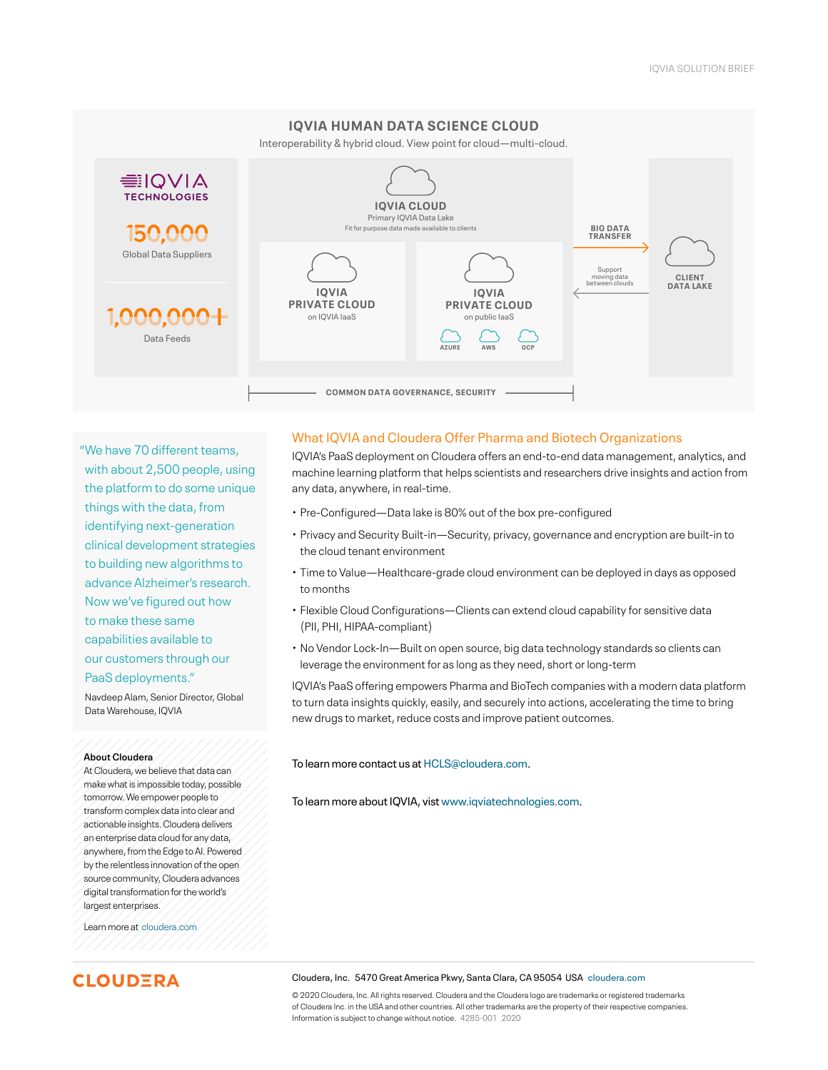## IQVIA HUMAN DATA SCIENCE CLOUD

Interoperability & hybrid cloud. View point for cloud—multi-cloud.

IQVIA TECHNOLOGIES

150,000
Global Data Suppliers

1,000,000+
Data Feeds

IQVIA CLOUD
Primary IQVIA Data Lake
Fit for purpose data made available to clients

IQVIA PRIVATE CLOUD
on IQVIA IaaS

IQVIA PRIVATE CLOUD
on public IaaS

AZURE AWS GCP

BIG DATA TRANSFER

Support moving data between clouds

CLIENT DATA LAKE

COMMON DATA GOVERNANCE, SECURITY

"We have 70 different teams, with about 2,500 people, using the platform to do some unique things with the data, from identifying next-generation clinical development strategies to building new algorithms to advance Alzheimer's research. Now we've figured out how to make these same capabilities available to our customers through our PaaS deployments."

Navdeep Alam, Senior Director, Global Data Warehouse, IQVIA

## What IQVIA and Cloudera Offer Pharma and Biotech Organizations

IQVIA's PaaS deployment on Cloudera offers an end-to-end data management, analytics, and machine learning platform that helps scientists and researchers drive insights and action from any data, anywhere, in real-time.

- Pre-Configured—Data lake is 80% out of the box pre-configured
- Privacy and Security Built-in—Security, privacy, governance and encryption are built-in to the cloud tenant environment
- Time to Value—Healthcare-grade cloud environment can be deployed in days as opposed to months
- Flexible Cloud Configurations—Clients can extend cloud capability for sensitive data (PII, PHI, HIPAA-compliant)
- No Vendor Lock-In—Built on open source, big data technology standards so clients can leverage the environment for as long as they need, short or long-term

IQVIA's PaaS offering empowers Pharma and BioTech companies with a modern data platform to turn data insights quickly, easily, and securely into actions, accelerating the time to bring new drugs to market, reduce costs and improve patient outcomes.

To learn more contact us at HCLS@cloudera.com.

To learn more about IQVIA, visit www.iqviatechnologies.com.

**About Cloudera**

At Cloudera, we believe that data can make what is impossible today, possible tomorrow. We empower people to transform complex data into clear and actionable insights. Cloudera delivers an enterprise data cloud for any data, anywhere, from the Edge to AI. Powered by the relentless innovation of the open source community, Cloudera advances digital transformation for the world's largest enterprises.

Learn more at cloudera.com

CLOUDERA

Cloudera, Inc. 5470 Great America Pkwy, Santa Clara, CA 95054 USA cloudera.com

© 2020 Cloudera, Inc. All rights reserved. Cloudera and the Cloudera logo are trademarks or registered trademarks of Cloudera Inc. in the USA and other countries. All other trademarks are the property of their respective companies. Information is subject to change without notice. 4285-001 2020